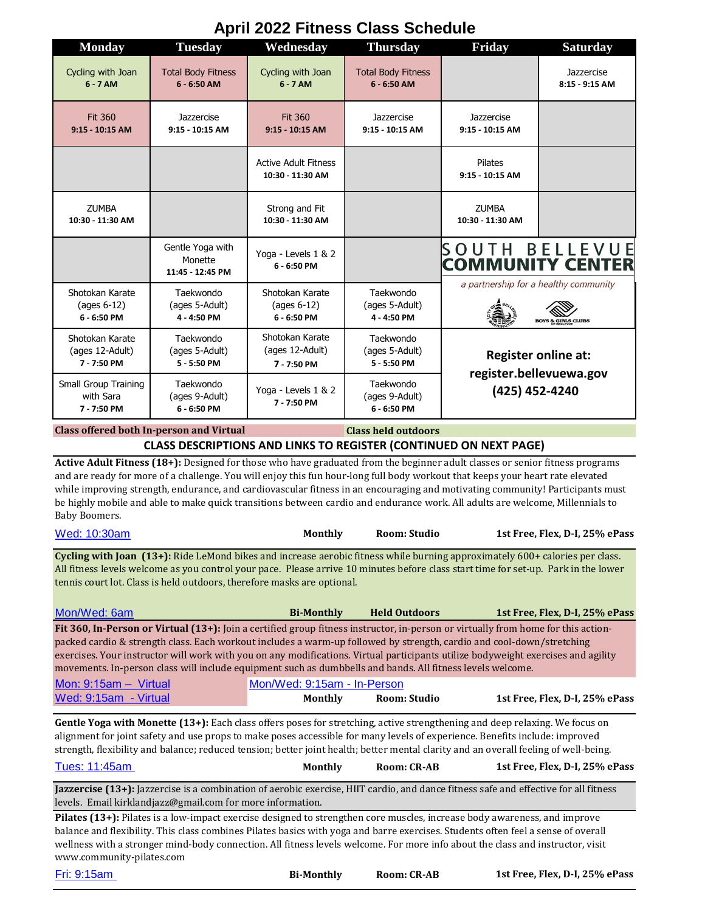# April 2022 Fitness Class Schedule

| Monday | Tuesday | Wednesday | Thursday | Friday | Saturday |
|---|---|---|---|---|---|
| Cycling with Joan **6 - 7 AM** | Total Body Fitness **6 - 6:50 AM** | Cycling with Joan **6 - 7 AM** | Total Body Fitness **6 - 6:50 AM** | | Jazzercise **8:15 - 9:15 AM** |
| Fit 360 **9:15 - 10:15 AM** | Jazzercise **9:15 - 10:15 AM** | Fit 360 **9:15 - 10:15 AM** | Jazzercise **9:15 - 10:15 AM** | Jazzercise **9:15 - 10:15 AM** | |
| | | Active Adult Fitness **10:30 - 11:30 AM** | | Pilates **9:15 - 10:15 AM** | |
| ZUMBA **10:30 - 11:30 AM** | | Strong and Fit **10:30 - 11:30 AM** | | ZUMBA **10:30 - 11:30 AM** | |
| | Gentle Yoga with Monette **11:45 - 12:45 PM** | Yoga - Levels 1 & 2 **6 - 6:50 PM** | | | |
| Shotokan Karate (ages 6-12) **6 - 6:50 PM** | Taekwondo (ages 5-Adult) **4 - 4:50 PM** | Shotokan Karate (ages 6-12) **6 - 6:50 PM** | Taekwondo (ages 5-Adult) **4 - 4:50 PM** | | |
| Shotokan Karate (ages 12-Adult) **7 - 7:50 PM** | Taekwondo (ages 5-Adult) **5 - 5:50 PM** | Shotokan Karate (ages 12-Adult) **7 - 7:50 PM** | Taekwondo (ages 5-Adult) **5 - 5:50 PM** | | |
| Small Group Training with Sara **7 - 7:50 PM** | Taekwondo (ages 9-Adult) **6 - 6:50 PM** | Yoga - Levels 1 & 2 **7 - 7:50 PM** | Taekwondo (ages 9-Adult) **6 - 6:50 PM** | | |

SOUTH BELLEVUE **COMMUNITY CENTER**

*a partnership for a healthy community*

**Register online at: register.bellevuewa.gov (425) 452-4240**

**Class offered both In-person and Virtual** | **Class held outdoors**

## CLASS DESCRIPTIONS AND LINKS TO REGISTER (CONTINUED ON NEXT PAGE)

**Active Adult Fitness (18+):** Designed for those who have graduated from the beginner adult classes or senior fitness programs and are ready for more of a challenge. You will enjoy this fun hour-long full body workout that keeps your heart rate elevated while improving strength, endurance, and cardiovascular fitness in an encouraging and motivating community! Participants must be highly mobile and able to make quick transitions between cardio and endurance work. All adults are welcome, Millennials to Baby Boomers.

Wed: 10:30am | **Monthly** | **Room: Studio** | **1st Free, Flex, D-I, 25% ePass**

**Cycling with Joan (13+):** Ride LeMond bikes and increase aerobic fitness while burning approximately 600+ calories per class. All fitness levels welcome as you control your pace. Please arrive 10 minutes before class start time for set-up. Park in the lower tennis court lot. Class is held outdoors, therefore masks are optional.

Mon/Wed: 6am | **Bi-Monthly** | **Held Outdoors** | **1st Free, Flex, D-I, 25% ePass**

**Fit 360, In-Person or Virtual (13+):** Join a certified group fitness instructor, in-person or virtually from home for this action-packed cardio & strength class. Each workout includes a warm-up followed by strength, cardio and cool-down/stretching exercises. Your instructor will work with you on any modifications. Virtual participants utilize bodyweight exercises and agility movements. In-person class will include equipment such as dumbbells and bands. All fitness levels welcome.

Mon: 9:15am – Virtual | Mon/Wed: 9:15am - In-Person

Wed: 9:15am - Virtual | **Monthly** | **Room: Studio** | **1st Free, Flex, D-I, 25% ePass**

**Gentle Yoga with Monette (13+):** Each class offers poses for stretching, active strengthening and deep relaxing. We focus on alignment for joint safety and use props to make poses accessible for many levels of experience. Benefits include: improved strength, flexibility and balance; reduced tension; better joint health; better mental clarity and an overall feeling of well-being.

Tues: 11:45am | **Monthly** | **Room: CR-AB** | **1st Free, Flex, D-I, 25% ePass**

**Jazzercise (13+):** Jazzercise is a combination of aerobic exercise, HIIT cardio, and dance fitness safe and effective for all fitness levels. Email kirklandjazz@gmail.com for more information.

**Pilates (13+):** Pilates is a low-impact exercise designed to strengthen core muscles, increase body awareness, and improve balance and flexibility. This class combines Pilates basics with yoga and barre exercises. Students often feel a sense of overall wellness with a stronger mind-body connection. All fitness levels welcome. For more info about the class and instructor, visit www.community-pilates.com

Fri: 9:15am | **Bi-Monthly** | **Room: CR-AB** | **1st Free, Flex, D-I, 25% ePass**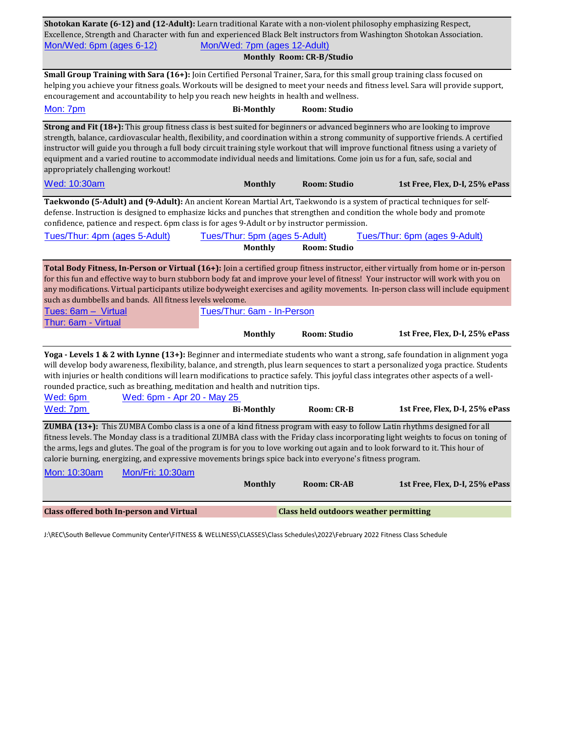**Shotokan Karate (6-12) and (12-Adult):** Learn traditional Karate with a non-violent philosophy emphasizing Respect, Excellence, Strength and Character with fun and experienced Black Belt instructors from Washington Shotokan Association.

Mon/Wed: 6pm (ages 6-12) Mon/Wed: 7pm (ages 12-Adult)

**Monthly Room: CR-B/Studio**

**Small Group Training with Sara (16+):** Join Certified Personal Trainer, Sara, for this small group training class focused on helping you achieve your fitness goals. Workouts will be designed to meet your needs and fitness level. Sara will provide support, encouragement and accountability to help you reach new heights in health and wellness.

Mon: 7pm **Bi-Monthly Room: Studio**

**Strong and Fit (18+):** This group fitness class is best suited for beginners or advanced beginners who are looking to improve strength, balance, cardiovascular health, flexibility, and coordination within a strong community of supportive friends. A certified instructor will guide you through a full body circuit training style workout that will improve functional fitness using a variety of equipment and a varied routine to accommodate individual needs and limitations. Come join us for a fun, safe, social and appropriately challenging workout!

Wed: 10:30am **Monthly Room: Studio 1st Free, Flex, D-I, 25% ePass**

**Taekwondo (5-Adult) and (9-Adult):** An ancient Korean Martial Art, Taekwondo is a system of practical techniques for self-defense. Instruction is designed to emphasize kicks and punches that strengthen and condition the whole body and promote confidence, patience and respect. 6pm class is for ages 9-Adult or by instructor permission.

Tues/Thur: 4pm (ages 5-Adult) Tues/Thur: 5pm (ages 5-Adult) Tues/Thur: 6pm (ages 9-Adult)

**Monthly Room: Studio**

**Total Body Fitness, In-Person or Virtual (16+):** Join a certified group fitness instructor, either virtually from home or in-person for this fun and effective way to burn stubborn body fat and improve your level of fitness! Your instructor will work with you on any modifications. Virtual participants utilize bodyweight exercises and agility movements. In-person class will include equipment such as dumbbells and bands. All fitness levels welcome.

Tues: 6am – Virtual Tues/Thur: 6am - In-Person
Thur: 6am - Virtual

**Monthly Room: Studio 1st Free, Flex, D-I, 25% ePass**

**Yoga - Levels 1 & 2 with Lynne (13+):** Beginner and intermediate students who want a strong, safe foundation in alignment yoga will develop body awareness, flexibility, balance, and strength, plus learn sequences to start a personalized yoga practice. Students with injuries or health conditions will learn modifications to practice safely. This joyful class integrates other aspects of a well-rounded practice, such as breathing, meditation and health and nutrition tips.

Wed: 6pm Wed: 6pm - Apr 20 - May 25
Wed: 7pm **Bi-Monthly Room: CR-B 1st Free, Flex, D-I, 25% ePass**

**ZUMBA (13+):** This ZUMBA Combo class is a one of a kind fitness program with easy to follow Latin rhythms designed for all fitness levels. The Monday class is a traditional ZUMBA class with the Friday class incorporating light weights to focus on toning of the arms, legs and glutes. The goal of the program is for you to love working out again and to look forward to it. This hour of calorie burning, energizing, and expressive movements brings spice back into everyone's fitness program.

Mon: 10:30am Mon/Fri: 10:30am

**Monthly Room: CR-AB 1st Free, Flex, D-I, 25% ePass**

**Class offered both In-person and Virtual** **Class held outdoors weather permitting**

J:\REC\South Bellevue Community Center\FITNESS & WELLNESS\CLASSES\Class Schedules\2022\February 2022 Fitness Class Schedule